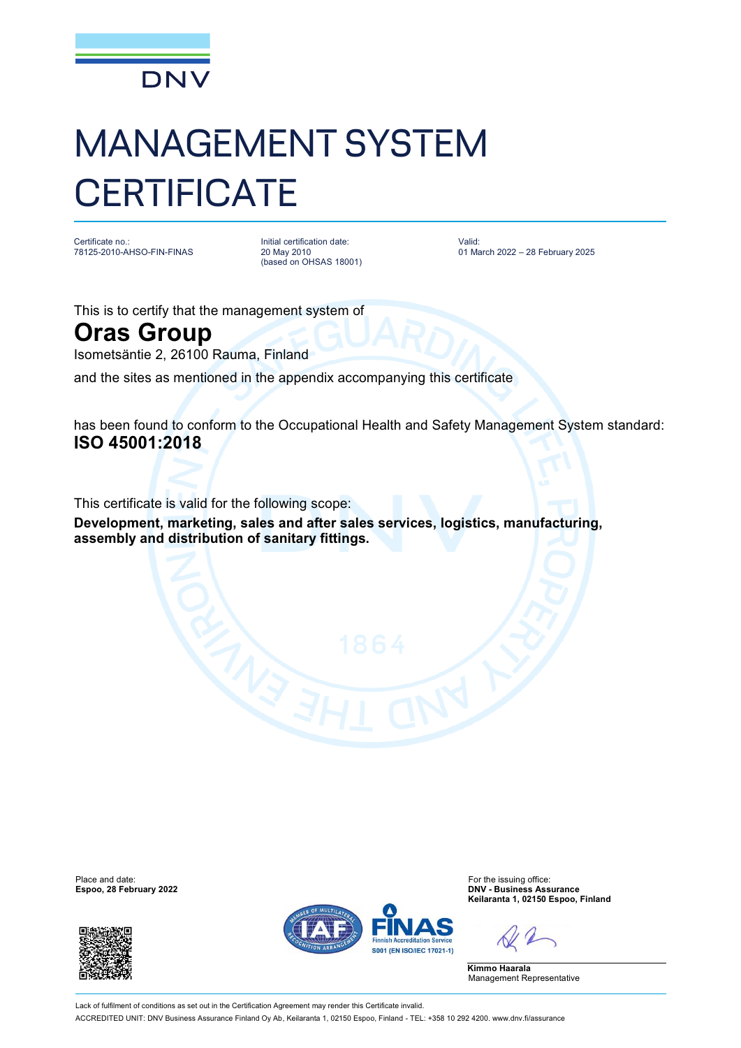DNV

# MANAGEMENT SYSTEM CERTIFICATE

Certificate no.:
78125-2010-AHSO-FIN-FINAS

Initial certification date:
20 May 2010
(based on OHSAS 18001)

Valid:
01 March 2022 – 28 February 2025

This is to certify that the management system of

## Oras Group

Isometsäntie 2, 26100 Rauma, Finland

and the sites as mentioned in the appendix accompanying this certificate

has been found to conform to the Occupational Health and Safety Management System standard:
**ISO 45001:2018**

This certificate is valid for the following scope:
**Development, marketing, sales and after sales services, logistics, manufacturing, assembly and distribution of sanitary fittings.**

Place and date:
**Espoo, 28 February 2022**

For the issuing office:
**DNV - Business Assurance**
**Keilaranta 1, 02150 Espoo, Finland**

FINAS
Finnish Accreditation Service
S001 (EN ISO/IEC 17021-1)

**Kimmo Haarala**
Management Representative

Lack of fulfilment of conditions as set out in the Certification Agreement may render this Certificate invalid.
ACCREDITED UNIT: DNV Business Assurance Finland Oy Ab, Keilaranta 1, 02150 Espoo, Finland - TEL: +358 10 292 4200. www.dnv.fi/assurance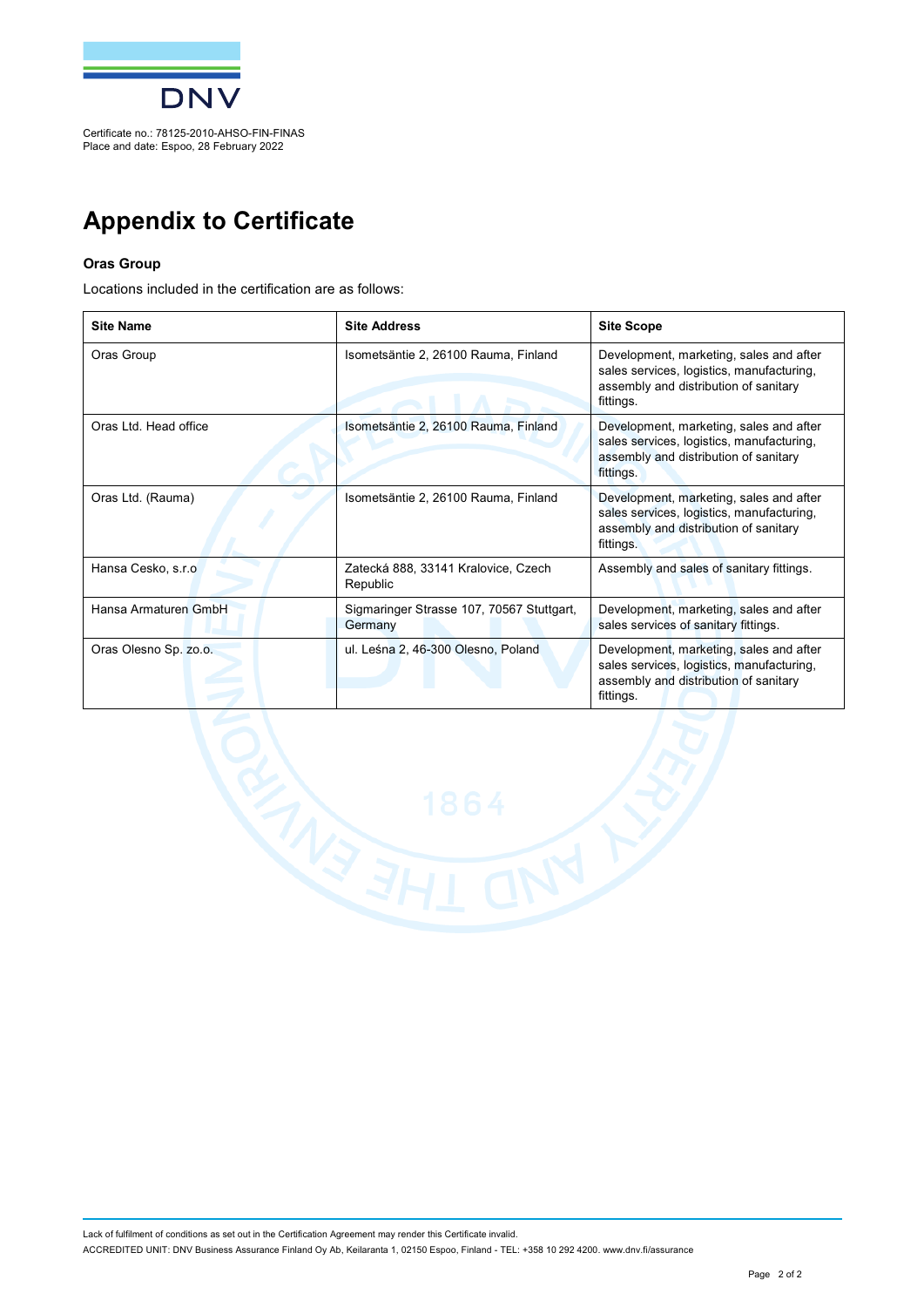Certificate no.: 78125-2010-AHSO-FIN-FINAS
Place and date: Espoo, 28 February 2022

# Appendix to Certificate

**Oras Group**

Locations included in the certification are as follows:

| Site Name | Site Address | Site Scope |
| --- | --- | --- |
| Oras Group | Isometsäntie 2, 26100 Rauma, Finland | Development, marketing, sales and after sales services, logistics, manufacturing, assembly and distribution of sanitary fittings. |
| Oras Ltd. Head office | Isometsäntie 2, 26100 Rauma, Finland | Development, marketing, sales and after sales services, logistics, manufacturing, assembly and distribution of sanitary fittings. |
| Oras Ltd. (Rauma) | Isometsäntie 2, 26100 Rauma, Finland | Development, marketing, sales and after sales services, logistics, manufacturing, assembly and distribution of sanitary fittings. |
| Hansa Cesko, s.r.o | Zatecká 888, 33141 Kralovice, Czech Republic | Assembly and sales of sanitary fittings. |
| Hansa Armaturen GmbH | Sigmaringer Strasse 107, 70567 Stuttgart, Germany | Development, marketing, sales and after sales services of sanitary fittings. |
| Oras Olesno Sp. zo.o. | ul. Leśna 2, 46-300 Olesno, Poland | Development, marketing, sales and after sales services, logistics, manufacturing, assembly and distribution of sanitary fittings. |

Lack of fulfilment of conditions as set out in the Certification Agreement may render this Certificate invalid.

ACCREDITED UNIT: DNV Business Assurance Finland Oy Ab, Keilaranta 1, 02150 Espoo, Finland - TEL: +358 10 292 4200. www.dnv.fi/assurance